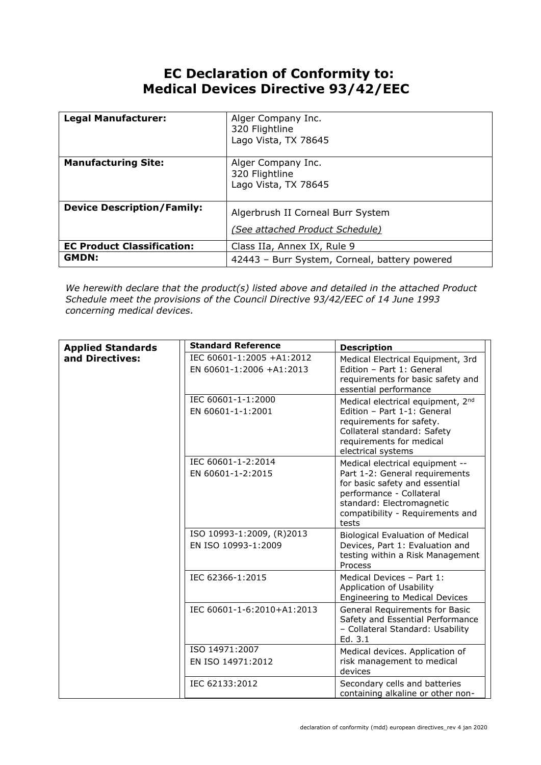# EC Declaration of Conformity to: Medical Devices Directive 93/42/EEC

| **Legal Manufacturer:** | Alger Company Inc.<br>320 Flightline<br>Lago Vista, TX 78645 |
|---|---|
| **Manufacturing Site:** | Alger Company Inc.<br>320 Flightline<br>Lago Vista, TX 78645 |
| **Device Description/Family:** | Algerbrush II Corneal Burr System<br>*(See attached Product Schedule)* |
| **EC Product Classification:** | Class IIa, Annex IX, Rule 9 |
| **GMDN:** | 42443 – Burr System, Corneal, battery powered |

*We herewith declare that the product(s) listed above and detailed in the attached Product Schedule meet the provisions of the Council Directive 93/42/EEC of 14 June 1993 concerning medical devices.*

| **Applied Standards and Directives:** | **Standard Reference** | **Description** |
|---|---|---|
| | IEC 60601-1:2005 +A1:2012<br>EN 60601-1:2006 +A1:2013 | Medical Electrical Equipment, 3rd Edition – Part 1: General requirements for basic safety and essential performance |
| | IEC 60601-1-1:2000<br>EN 60601-1-1:2001 | Medical electrical equipment, 2nd Edition – Part 1-1: General requirements for safety. Collateral standard: Safety requirements for medical electrical systems |
| | IEC 60601-1-2:2014<br>EN 60601-1-2:2015 | Medical electrical equipment -- Part 1-2: General requirements for basic safety and essential performance - Collateral standard: Electromagnetic compatibility - Requirements and tests |
| | ISO 10993-1:2009, (R)2013<br>EN ISO 10993-1:2009 | Biological Evaluation of Medical Devices, Part 1: Evaluation and testing within a Risk Management Process |
| | IEC 62366-1:2015 | Medical Devices – Part 1: Application of Usability Engineering to Medical Devices |
| | IEC 60601-1-6:2010+A1:2013 | General Requirements for Basic Safety and Essential Performance – Collateral Standard: Usability Ed. 3.1 |
| | ISO 14971:2007<br>EN ISO 14971:2012 | Medical devices. Application of risk management to medical devices |
| | IEC 62133:2012 | Secondary cells and batteries containing alkaline or other non- |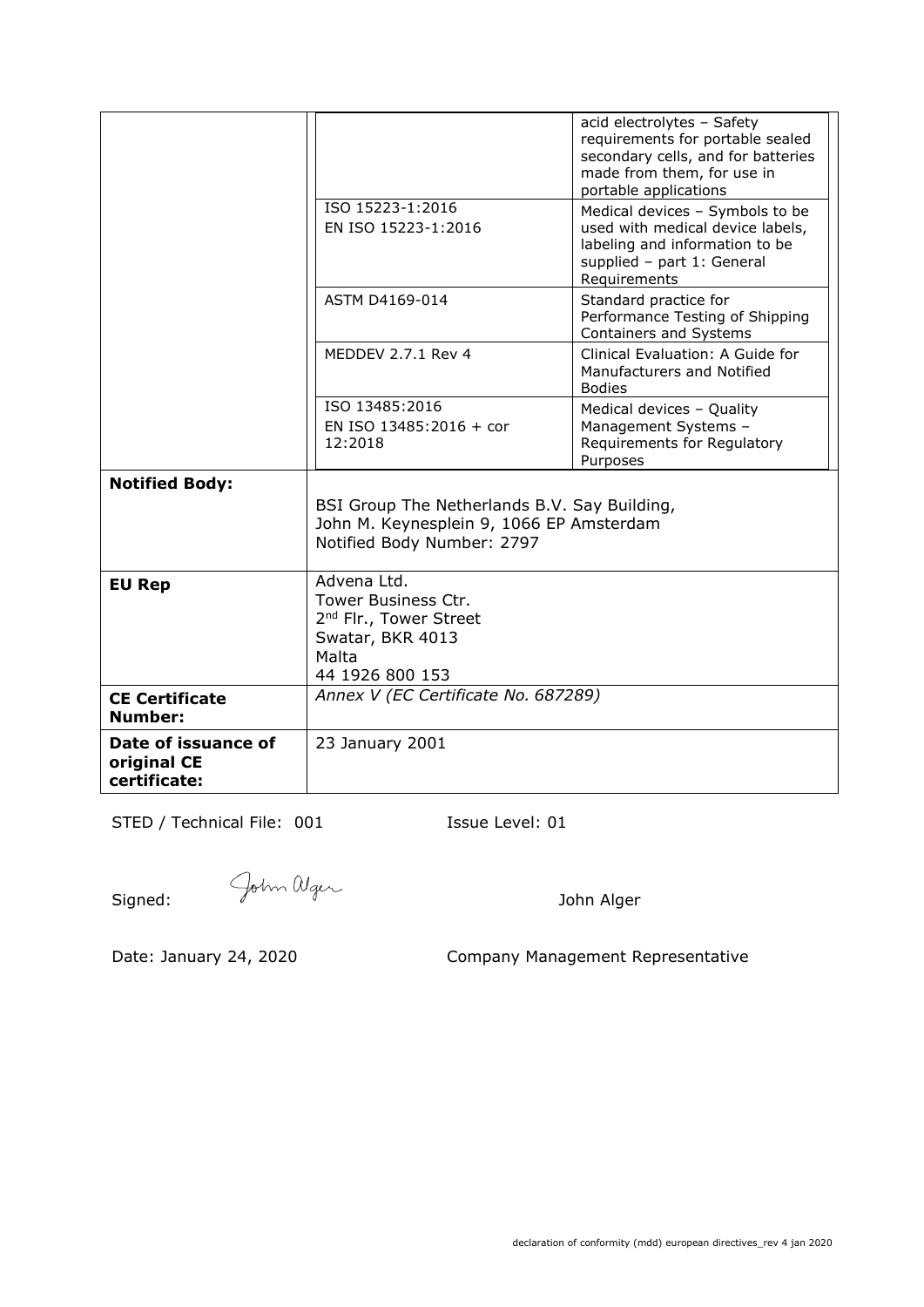| | | |
|---|---|---|
| | | acid electrolytes – Safety requirements for portable sealed secondary cells, and for batteries made from them, for use in portable applications |
| | ISO 15223-1:2016<br>EN ISO 15223-1:2016 | Medical devices – Symbols to be used with medical device labels, labeling and information to be supplied – part 1: General Requirements |
| | ASTM D4169-014 | Standard practice for Performance Testing of Shipping Containers and Systems |
| | MEDDEV 2.7.1 Rev 4 | Clinical Evaluation: A Guide for Manufacturers and Notified Bodies |
| | ISO 13485:2016<br>EN ISO 13485:2016 + cor 12:2018 | Medical devices – Quality Management Systems – Requirements for Regulatory Purposes |
| **Notified Body:** | BSI Group The Netherlands B.V. Say Building, John M. Keynesplein 9, 1066 EP Amsterdam<br>Notified Body Number: 2797 | |
| **EU Rep** | Advena Ltd.<br>Tower Business Ctr.<br>2nd Flr., Tower Street<br>Swatar, BKR 4013<br>Malta<br>44 1926 800 153 | |
| **CE Certificate Number:** | *Annex V (EC Certificate No. 687289)* | |
| **Date of issuance of original CE certificate:** | 23 January 2001 | |

STED / Technical File: 001 Issue Level: 01

Signed: John Alger — John Alger

Date: January 24, 2020 — Company Management Representative

declaration of conformity (mdd) european directives_rev 4 jan 2020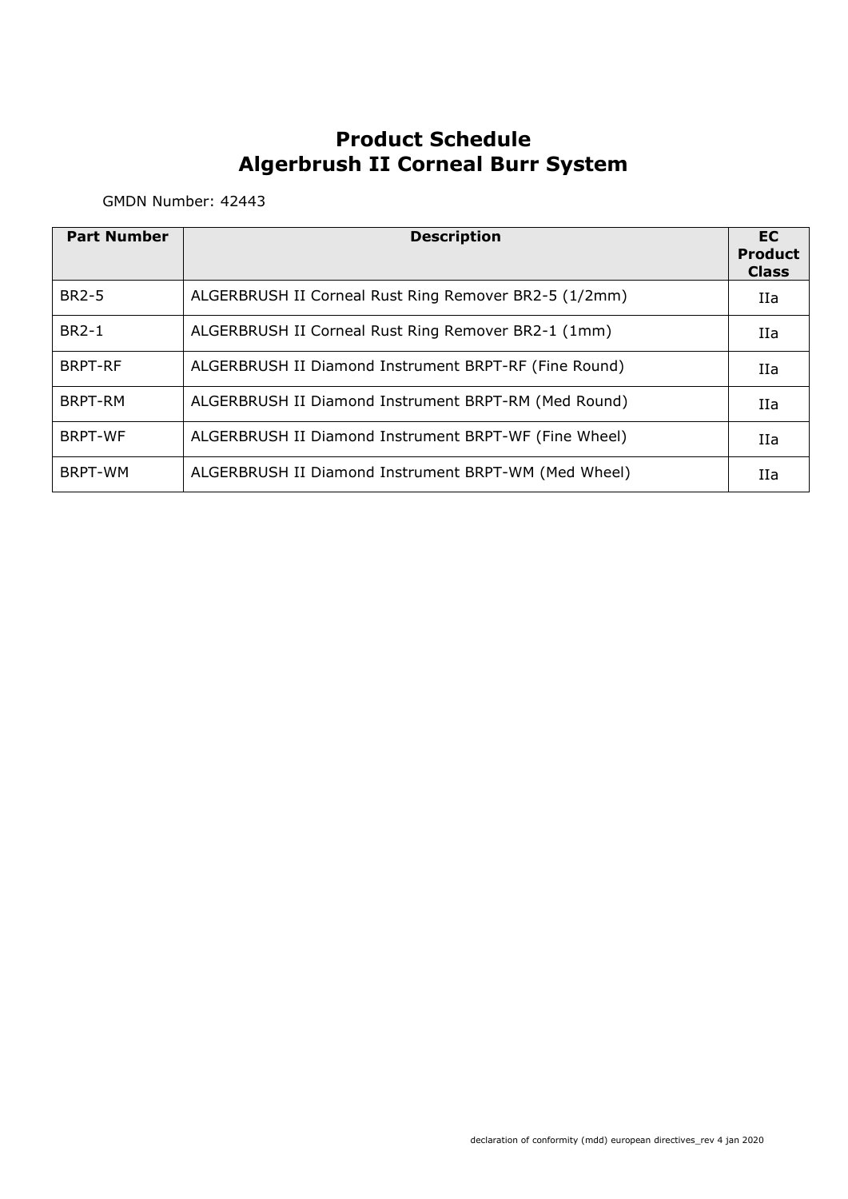# Product Schedule
# Algerbrush II Corneal Burr System

GMDN Number: 42443

| Part Number | Description | EC Product Class |
|---|---|---|
| BR2-5 | ALGERBRUSH II Corneal Rust Ring Remover BR2-5 (1/2mm) | IIa |
| BR2-1 | ALGERBRUSH II Corneal Rust Ring Remover BR2-1 (1mm) | IIa |
| BRPT-RF | ALGERBRUSH II Diamond Instrument BRPT-RF (Fine Round) | IIa |
| BRPT-RM | ALGERBRUSH II Diamond Instrument BRPT-RM (Med Round) | IIa |
| BRPT-WF | ALGERBRUSH II Diamond Instrument BRPT-WF (Fine Wheel) | IIa |
| BRPT-WM | ALGERBRUSH II Diamond Instrument BRPT-WM (Med Wheel) | IIa |